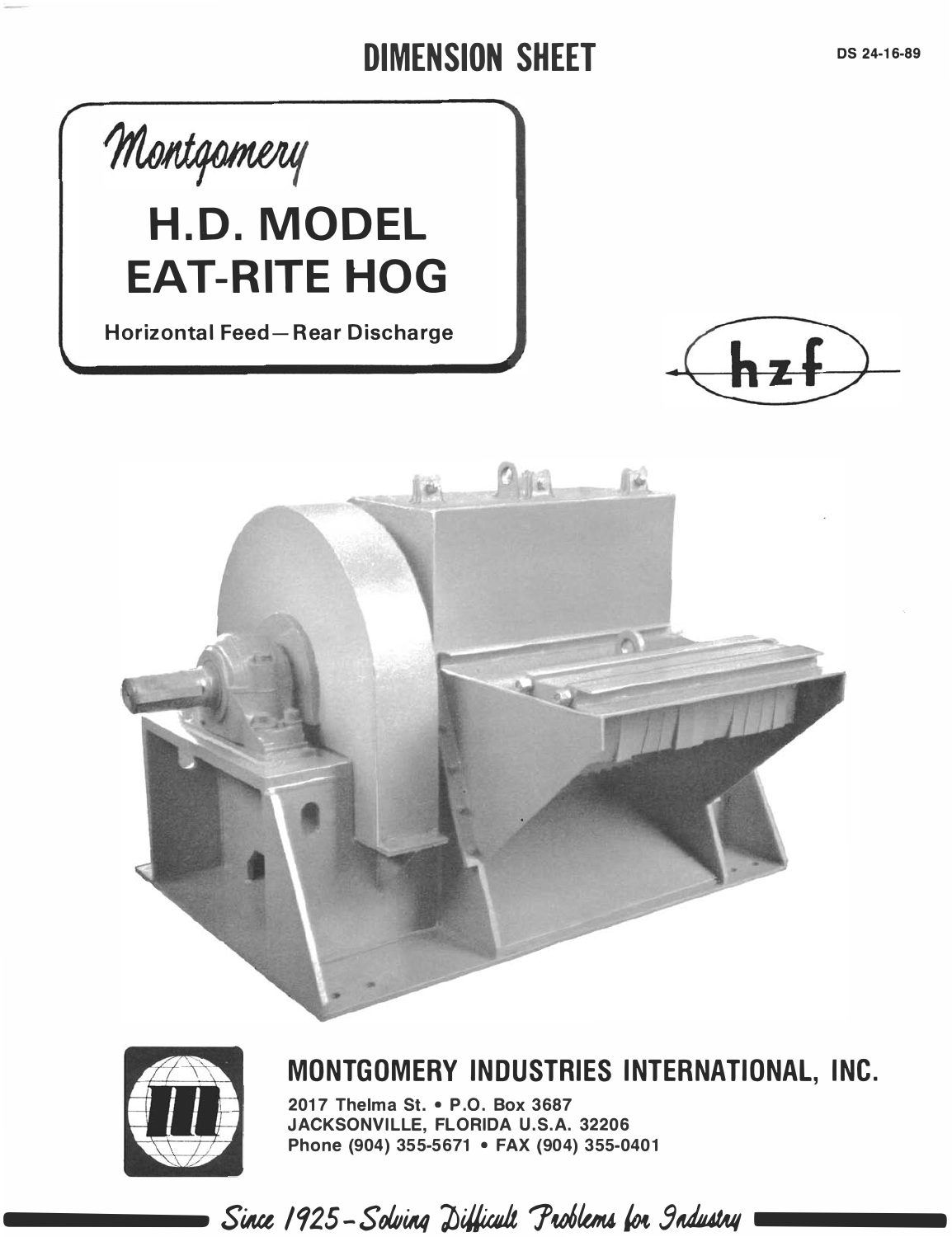# DIMENSION SHEET

DS 24-16-89

*Montgomery*

## H.D. MODEL EAT-RITE HOG

**Horizontal Feed—Rear Discharge**

hzf

## MONTGOMERY INDUSTRIES INTERNATIONAL, INC.

2017 Thelma St. • P.O. Box 3687
JACKSONVILLE, FLORIDA U.S.A. 32206
Phone (904) 355-5671 • FAX (904) 355-0401

*Since 1925 – Solving Difficult Problems for Industry*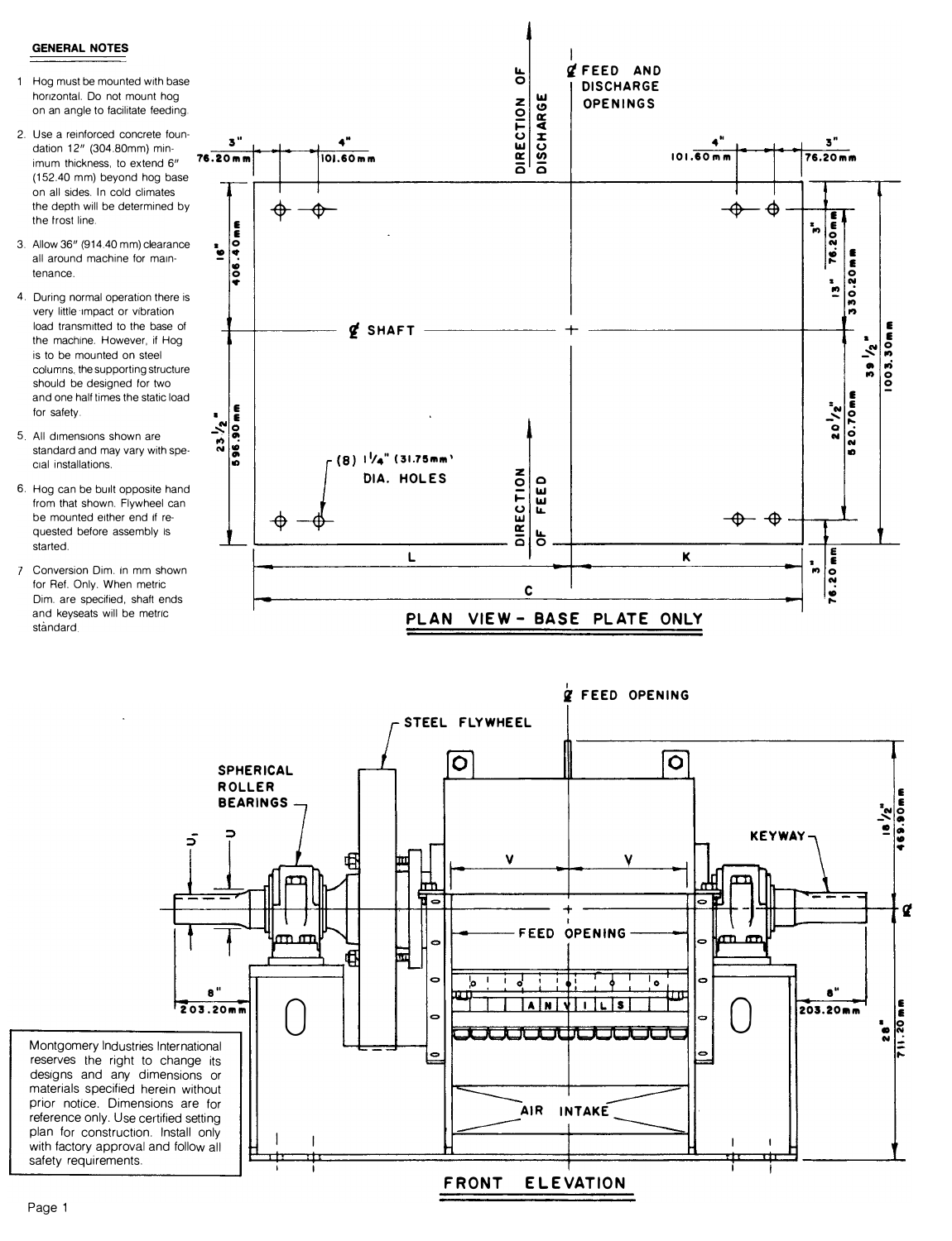**GENERAL NOTES**

1. Hog must be mounted with base horizontal. Do not mount hog on an angle to facilitate feeding.
2. Use a reinforced concrete foundation 12" (304.80mm) minimum thickness, to extend 6" (152.40 mm) beyond hog base on all sides. In cold climates the depth will be determined by the frost line.
3. Allow 36" (914.40 mm) clearance all around machine for maintenance.
4. During normal operation there is very little impact or vibration load transmitted to the base of the machine. However, if Hog is to be mounted on steel columns, the supporting structure should be designed for two and one half times the static load for safety.
5. All dimensions shown are standard and may vary with special installations.
6. Hog can be built opposite hand from that shown. Flywheel can be mounted either end if requested before assembly is started.
7. Conversion Dim. in mm shown for Ref. Only. When metric Dim. are specified, shaft ends and keyseats will be metric standard.

## PLAN VIEW - BASE PLATE ONLY

℄ FEED AND DISCHARGE OPENINGS

DIRECTION OF DISCHARGE

DIRECTION OF FEED

℄ SHAFT

(8) 1 1/4" (31.75mm) DIA. HOLES

3" 76.20mm | 4" 101.60mm | 4" 101.60mm | 3" 76.20mm

16" 406.40mm | 23 1/2" 596.90mm

3" 76.20mm | 13" 330.20mm | 20 1/2" 520.70mm | 39 1/2" 1003.30mm | 3" 76.20mm

L | K | C

## FRONT ELEVATION

℄ FEED OPENING

STEEL FLYWHEEL

SPHERICAL ROLLER BEARINGS

KEYWAY

$U_1$ | U | V | V

FEED OPENING

ANVILS

AIR INTAKE

8" 203.20mm | 8" 203.20mm

18 1/2" 469.90mm | 28" 711.20mm

℄

Montgomery Industries International reserves the right to change its designs and any dimensions or materials specified herein without prior notice. Dimensions are for reference only. Use certified setting plan for construction. Install only with factory approval and follow all safety requirements.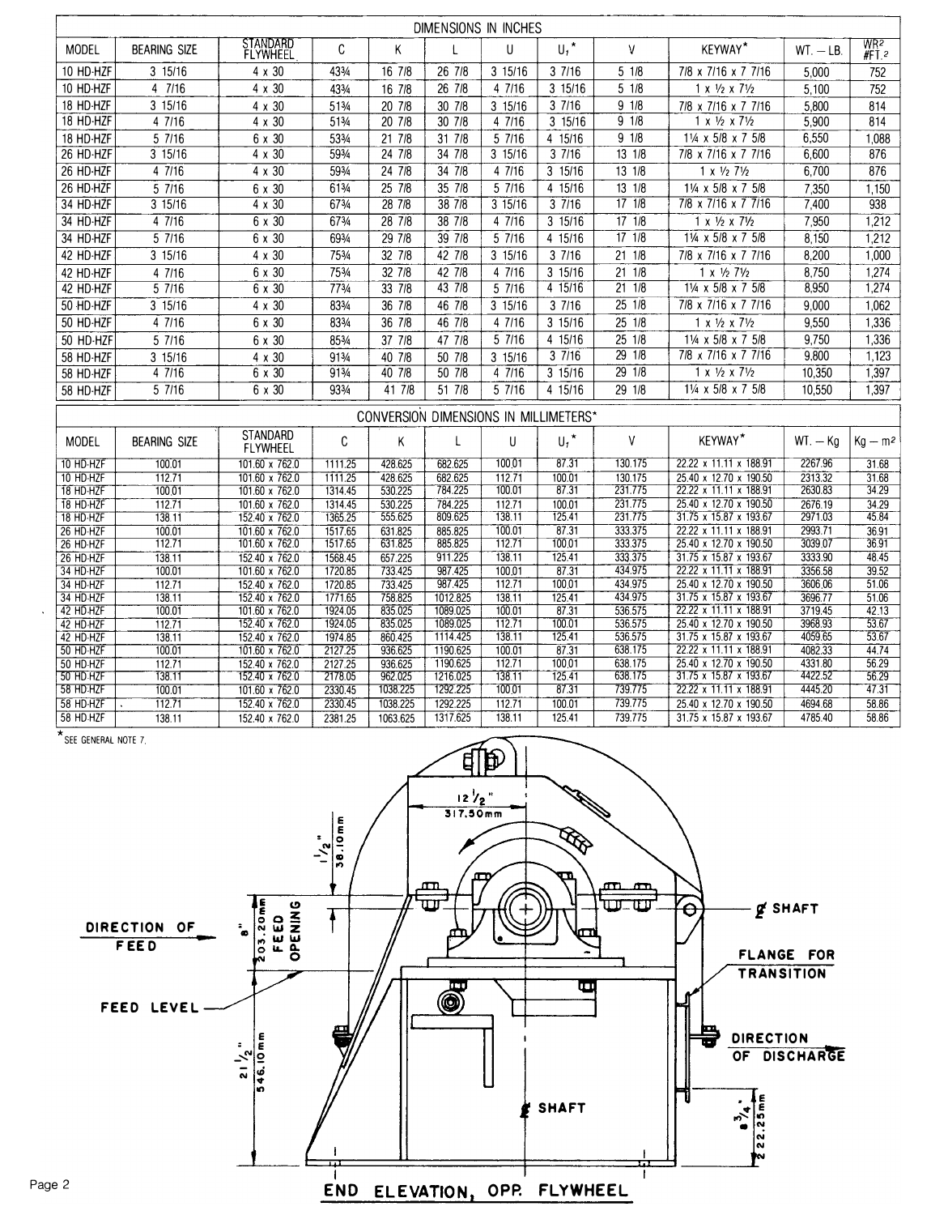| DIMENSIONS IN INCHES | | | | | | | | | | | |
|---|---|---|---|---|---|---|---|---|---|---|---|
| MODEL | BEARING SIZE | STANDARD FLYWHEEL | C | K | L | U | $U_1$* | V | KEYWAY* | WT. — LB. | $WR^2$ $\#FT.^2$ |
| 10 HD-HZF | 3 15/16 | 4 x 30 | 43¾ | 16 7/8 | 26 7/8 | 3 15/16 | 3 7/16 | 5 1/8 | 7/8 x 7/16 x 7 7/16 | 5,000 | 752 |
| 10 HD-HZF | 4 7/16 | 4 x 30 | 43¾ | 16 7/8 | 26 7/8 | 4 7/16 | 3 15/16 | 5 1/8 | 1 x ½ x 7½ | 5,100 | 752 |
| 18 HD-HZF | 3 15/16 | 4 x 30 | 51¾ | 20 7/8 | 30 7/8 | 3 15/16 | 3 7/16 | 9 1/8 | 7/8 x 7/16 x 7 7/16 | 5,800 | 814 |
| 18 HD-HZF | 4 7/16 | 4 x 30 | 51¾ | 20 7/8 | 30 7/8 | 4 7/16 | 3 15/16 | 9 1/8 | 1 x ½ x 7½ | 5,900 | 814 |
| 18 HD-HZF | 5 7/16 | 6 x 30 | 53¾ | 21 7/8 | 31 7/8 | 5 7/16 | 4 15/16 | 9 1/8 | 1¼ x 5/8 x 7 5/8 | 6,550 | 1,088 |
| 26 HD-HZF | 3 15/16 | 4 x 30 | 59¾ | 24 7/8 | 34 7/8 | 3 15/16 | 3 7/16 | 13 1/8 | 7/8 x 7/16 x 7 7/16 | 6,600 | 876 |
| 26 HD-HZF | 4 7/16 | 4 x 30 | 59¾ | 24 7/8 | 34 7/8 | 4 7/16 | 3 15/16 | 13 1/8 | 1 x ½ 7½ | 6,700 | 876 |
| 26 HD-HZF | 5 7/16 | 6 x 30 | 61¾ | 25 7/8 | 35 7/8 | 5 7/16 | 4 15/16 | 13 1/8 | 1¼ x 5/8 x 7 5/8 | 7,350 | 1,150 |
| 34 HD-HZF | 3 15/16 | 4 x 30 | 67¾ | 28 7/8 | 38 7/8 | 3 15/16 | 3 7/16 | 17 1/8 | 7/8 x 7/16 x 7 7/16 | 7,400 | 938 |
| 34 HD-HZF | 4 7/16 | 6 x 30 | 67¾ | 28 7/8 | 38 7/8 | 4 7/16 | 3 15/16 | 17 1/8 | 1 x ½ x 7½ | 7,950 | 1,212 |
| 34 HD-HZF | 5 7/16 | 6 x 30 | 69¾ | 29 7/8 | 39 7/8 | 5 7/16 | 4 15/16 | 17 1/8 | 1¼ x 5/8 x 7 5/8 | 8,150 | 1,212 |
| 42 HD-HZF | 3 15/16 | 4 x 30 | 75¾ | 32 7/8 | 42 7/8 | 3 15/16 | 3 7/16 | 21 1/8 | 7/8 x 7/16 x 7 7/16 | 8,200 | 1,000 |
| 42 HD-HZF | 4 7/16 | 6 x 30 | 75¾ | 32 7/8 | 42 7/8 | 4 7/16 | 3 15/16 | 21 1/8 | 1 x ½ 7½ | 8,750 | 1,274 |
| 42 HD-HZF | 5 7/16 | 6 x 30 | 77¾ | 33 7/8 | 43 7/8 | 5 7/16 | 4 15/16 | 21 1/8 | 1¼ x 5/8 x 7 5/8 | 8,950 | 1,274 |
| 50 HD-HZF | 3 15/16 | 4 x 30 | 83¾ | 36 7/8 | 46 7/8 | 3 15/16 | 3 7/16 | 25 1/8 | 7/8 x 7/16 x 7 7/16 | 9,000 | 1,062 |
| 50 HD-HZF | 4 7/16 | 6 x 30 | 83¾ | 36 7/8 | 46 7/8 | 4 7/16 | 3 15/16 | 25 1/8 | 1 x ½ x 7½ | 9,550 | 1,336 |
| 50 HD-HZF | 5 7/16 | 6 x 30 | 85¾ | 37 7/8 | 47 7/8 | 5 7/16 | 4 15/16 | 25 1/8 | 1¼ x 5/8 x 7 5/8 | 9,750 | 1,336 |
| 58 HD-HZF | 3 15/16 | 4 x 30 | 91¾ | 40 7/8 | 50 7/8 | 3 15/16 | 3 7/16 | 29 1/8 | 7/8 x 7/16 x 7 7/16 | 9,800 | 1,123 |
| 58 HD-HZF | 4 7/16 | 6 x 30 | 91¾ | 40 7/8 | 50 7/8 | 4 7/16 | 3 15/16 | 29 1/8 | 1 x ½ x 7½ | 10,350 | 1,397 |
| 58 HD-HZF | 5 7/16 | 6 x 30 | 93¾ | 41 7/8 | 51 7/8 | 5 7/16 | 4 15/16 | 29 1/8 | 1¼ x 5/8 x 7 5/8 | 10,550 | 1,397 |

| CONVERSION DIMENSIONS IN MILLIMETERS* | | | | | | | | | | | |
|---|---|---|---|---|---|---|---|---|---|---|---|
| MODEL | BEARING SIZE | STANDARD FLYWHEEL | C | K | L | U | $U_1$* | V | KEYWAY* | WT. — Kg | Kg — $m^2$ |
| 10 HD-HZF | 100.01 | 101.60 x 762.0 | 1111.25 | 428.625 | 682.625 | 100.01 | 87.31 | 130.175 | 22.22 x 11.11 x 188.91 | 2267.96 | 31.68 |
| 10 HD-HZF | 112.71 | 101.60 x 762.0 | 1111.25 | 428.625 | 682.625 | 112.71 | 100.01 | 130.175 | 25.40 x 12.70 x 190.50 | 2313.32 | 31.68 |
| 18 HD-HZF | 100.01 | 101.60 x 762.0 | 1314.45 | 530.225 | 784.225 | 100.01 | 87.31 | 231.775 | 22.22 x 11.11 x 188.91 | 2630.83 | 34.29 |
| 18 HD-HZF | 112.71 | 101.60 x 762.0 | 1314.45 | 530.225 | 784.225 | 112.71 | 100.01 | 231.775 | 25.40 x 12.70 x 190.50 | 2676.19 | 34.29 |
| 18 HD-HZF | 138.11 | 152.40 x 762.0 | 1365.25 | 555.625 | 809.625 | 138.11 | 125.41 | 231.775 | 31.75 x 15.87 x 193.67 | 2971.03 | 45.84 |
| 26 HD-HZF | 100.01 | 101.60 x 762.0 | 1517.65 | 631.825 | 885.825 | 100.01 | 87.31 | 333.375 | 22.22 x 11.11 x 188.91 | 2993.71 | 36.91 |
| 26 HD-HZF | 112.71 | 101.60 x 762.0 | 1517.65 | 631.825 | 885.825 | 112.71 | 100.01 | 333.375 | 25.40 x 12.70 x 190.50 | 3039.07 | 36.91 |
| 26 HD-HZF | 138.11 | 152.40 x 762.0 | 1568.45 | 657.225 | 911.225 | 138.11 | 125.41 | 333.375 | 31.75 x 15.87 x 193.67 | 3333.90 | 48.45 |
| 34 HD-HZF | 100.01 | 101.60 x 762.0 | 1720.85 | 733.425 | 987.425 | 100.01 | 87.31 | 434.975 | 22.22 x 11.11 x 188.91 | 3356.58 | 39.52 |
| 34 HD-HZF | 112.71 | 152.40 x 762.0 | 1720.85 | 733.425 | 987.425 | 112.71 | 100.01 | 434.975 | 25.40 x 12.70 x 190.50 | 3606.06 | 51.06 |
| 34 HD-HZF | 138.11 | 152.40 x 762.0 | 1771.65 | 758.825 | 1012.825 | 138.11 | 125.41 | 434.975 | 31.75 x 15.87 x 193.67 | 3696.77 | 51.06 |
| 42 HD-HZF | 100.01 | 101.60 x 762.0 | 1924.05 | 835.025 | 1089.025 | 100.01 | 87.31 | 536.575 | 22.22 x 11.11 x 188.91 | 3719.45 | 42.13 |
| 42 HD-HZF | 112.71 | 152.40 x 762.0 | 1924.05 | 835.025 | 1089.025 | 112.71 | 100.01 | 536.575 | 25.40 x 12.70 x 190.50 | 3968.93 | 53.67 |
| 42 HD-HZF | 138.11 | 152.40 x 762.0 | 1974.85 | 860.425 | 1114.425 | 138.11 | 125.41 | 536.575 | 31.75 x 15.87 x 193.67 | 4059.65 | 53.67 |
| 50 HD-HZF | 100.01 | 101.60 x 762.0 | 2127.25 | 936.625 | 1190.625 | 100.01 | 87.31 | 638.175 | 22.22 x 11.11 x 188.91 | 4082.33 | 44.74 |
| 50 HD-HZF | 112.71 | 152.40 x 762.0 | 2127.25 | 936.625 | 1190.625 | 112.71 | 100.01 | 638.175 | 25.40 x 12.70 x 190.50 | 4331.80 | 56.29 |
| 50 HD-HZF | 138.11 | 152.40 x 762.0 | 2178.05 | 962.025 | 1216.025 | 138.11 | 125.41 | 638.175 | 31.75 x 15.87 x 193.67 | 4422.52 | 56.29 |
| 58 HD-HZF | 100.01 | 101.60 x 762.0 | 2330.45 | 1038.225 | 1292.225 | 100.01 | 87.31 | 739.775 | 22.22 x 11.11 x 188.91 | 4445.20 | 47.31 |
| 58 HD-HZF | 112.71 | 152.40 x 762.0 | 2330.45 | 1038.225 | 1292.225 | 112.71 | 100.01 | 739.775 | 25.40 x 12.70 x 190.50 | 4694.68 | 58.86 |
| 58 HD-HZF | 138.11 | 152.40 x 762.0 | 2381.25 | 1063.625 | 1317.625 | 138.11 | 125.41 | 739.775 | 31.75 x 15.87 x 193.67 | 4785.40 | 58.86 |

*SEE GENERAL NOTE 7.

12 ½" 317.50mm

1 ½" 38.10mm

8" 203.20mm FEED OPENING

DIRECTION OF FEED

FEED LEVEL

21 ½" 546.10mm

℄ SHAFT

FLANGE FOR TRANSITION

DIRECTION OF DISCHARGE

℄ SHAFT

8 ¾" 222.25mm

**END ELEVATION, OPP. FLYWHEEL**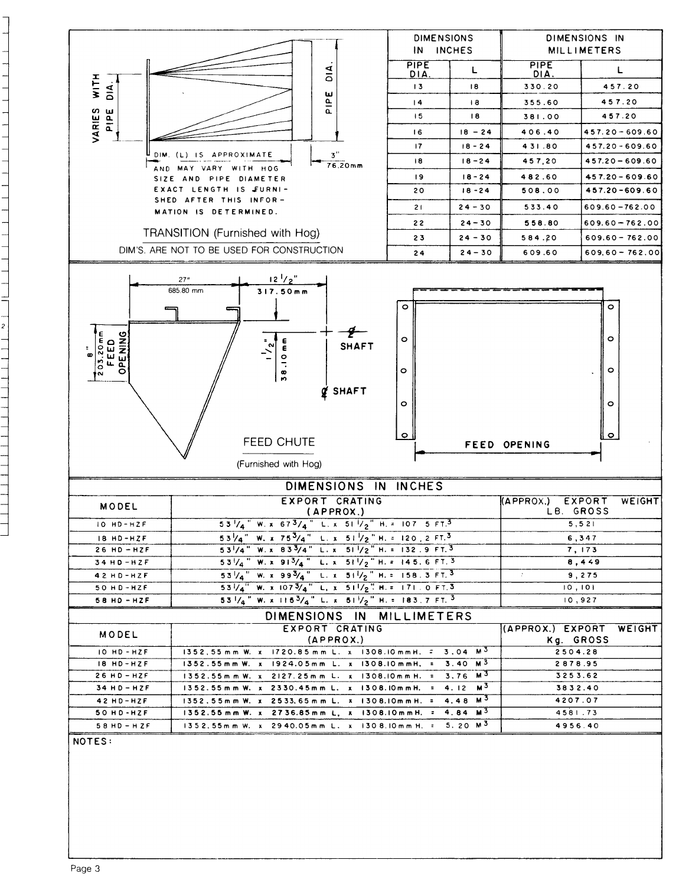VARIES WITH PIPE DIA.

PIPE DIA.

DIM. (L) IS APPROXIMATE AND MAY VARY WITH HOG SIZE AND PIPE DIAMETER EXACT LENGTH IS FURNISHED AFTER THIS INFORMATION IS DETERMINED.

3" 76.20mm

TRANSITION (Furnished with Hog)

DIM'S. ARE NOT TO BE USED FOR CONSTRUCTION

| DIMENSIONS IN INCHES | | DIMENSIONS IN MILLIMETERS | |
|---|---|---|---|
| PIPE DIA. | L | PIPE DIA. | L |
| 13 | 18 | 330.20 | 457.20 |
| 14 | 18 | 355.60 | 457.20 |
| 15 | 18 | 381.00 | 457.20 |
| 16 | 18 - 24 | 406.40 | 457.20-609.60 |
| 17 | 18-24 | 431.80 | 457.20-609.60 |
| 18 | 18-24 | 457.20 | 457.20-609.60 |
| 19 | 18-24 | 482.60 | 457.20-609.60 |
| 20 | 18-24 | 508.00 | 457.20-609.60 |
| 21 | 24-30 | 533.40 | 609.60-762.00 |
| 22 | 24-30 | 558.80 | 609.60-762.00 |
| 23 | 24-30 | 584.20 | 609.60-762.00 |
| 24 | 24-30 | 609.60 | 609.60-762.00 |

27" 685.80 mm

12 1/2" 317.50mm

8" 203.20mm FEED OPENING

1 1/2" 38.10mm

℄ SHAFT

℄ SHAFT

FEED OPENING

FEED CHUTE

(Furnished with Hog)

## DIMENSIONS IN INCHES

| MODEL | EXPORT CRATING (APPROX.) | (APPROX.) EXPORT WEIGHT LB. GROSS |
|---|---|---|
| 10 HD-HZF | 53 1/4" W. x 67 3/4" L. x 51 1/2" H. = 107.5 FT.³ | 5,521 |
| 18 HD-HZF | 53 1/4" W. x 75 3/4" L. x 51 1/2" H. = 120.2 FT.³ | 6,347 |
| 26 HD-HZF | 53 1/4" W. x 83 3/4" L. x 51 1/2" H. = 132.9 FT.³ | 7,173 |
| 34 HD-HZF | 53 1/4" W. x 91 3/4" L. x 51 1/2" H. = 145.6 FT.³ | 8,449 |
| 42 HD-HZF | 53 1/4" W. x 99 3/4" L. x 51 1/2" H. = 158.3 FT.³ | 9,275 |
| 50 HD-HZF | 53 1/4" W. x 107 3/4" L. x 51 1/2" H. = 171.0 FT.³ | 10,101 |
| 58 HD-HZF | 53 1/4" W. x 115 3/4" L. x 51 1/2" H. = 183.7 FT.³ | 10,927 |

## DIMENSIONS IN MILLIMETERS

| MODEL | EXPORT CRATING (APPROX.) | (APPROX.) EXPORT WEIGHT Kg. GROSS |
|---|---|---|
| 10 HD-HZF | 1352.55mm W. x 1720.85mm L. x 1308.10mmH. = 3.04 M³ | 2504.28 |
| 18 HD-HZF | 1352.55mm W. x 1924.05mm L. x 1308.10mmH. = 3.40 M³ | 2878.95 |
| 26 HD-HZF | 1352.55mm W. x 2127.25mm L. x 1308.10mmH. = 3.76 M³ | 3253.62 |
| 34 HD-HZF | 1352.55mm W. x 2330.45mm L. x 1308.10mmH. = 4.12 M³ | 3832.40 |
| 42 HD-HZF | 1352.55mm W. x 2533.65mm L. x 1308.10mmH. = 4.48 M³ | 4207.07 |
| 50 HD-HZF | 1352.55mm W. x 2736.85mm L. x 1308.10mmH. = 4.84 M³ | 4581.73 |
| 58 HD-HZF | 1352.55mm W. x 2940.05mm L. x 1308.10mmH. = 5.20 M³ | 4956.40 |

NOTES: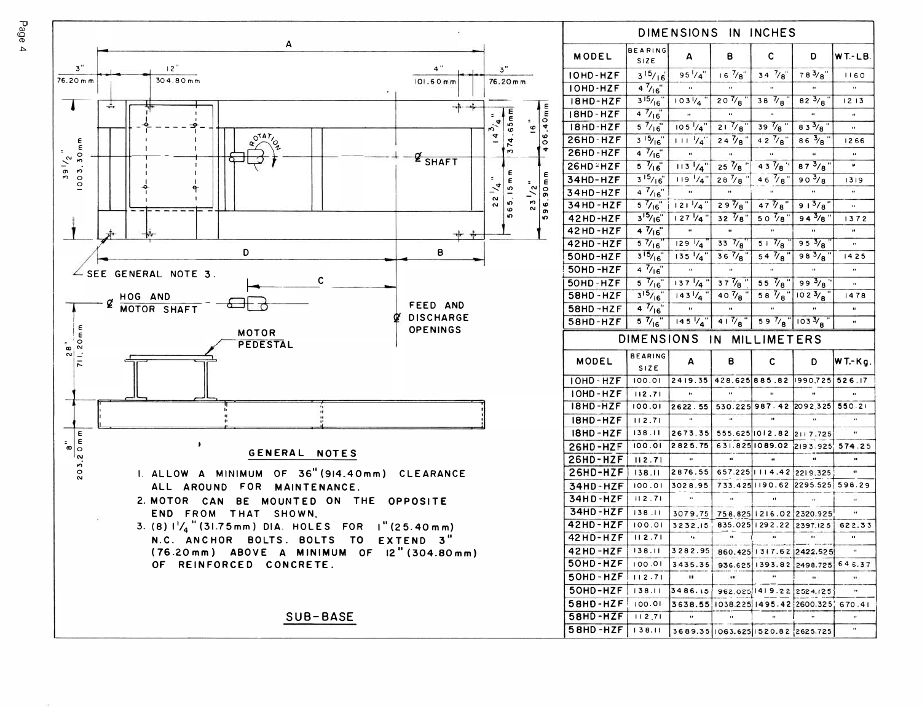A

3" 76.20mm | 12" 304.80mm | 4" 101.60mm | 3" 76.20mm

39 1/2" 1003.30mm | 14 3/4" 374.65mm | 16" 406.40mm | 22 1/4" 565.15mm | 23 1/2" 596.90mm

ROTATION

℄ SHAFT

D | B

SEE GENERAL NOTE 3.

C

℄ HOG AND MOTOR SHAFT

℄ FEED AND DISCHARGE OPENINGS

MOTOR PEDESTAL

28" 711.20mm

8" 203.20mm

## GENERAL NOTES

1. ALLOW A MINIMUM OF 36"(914.40mm) CLEARANCE ALL AROUND FOR MAINTENANCE.
2. MOTOR CAN BE MOUNTED ON THE OPPOSITE END FROM THAT SHOWN.
3. (8) 1 1/4"(31.75mm) DIA. HOLES FOR 1"(25.40mm) N.C. ANCHOR BOLTS. BOLTS TO EXTEND 3" (76.20mm) ABOVE A MINIMUM OF 12"(304.80mm) OF REINFORCED CONCRETE.

## SUB-BASE

### DIMENSIONS IN INCHES

| MODEL | BEARING SIZE | A | B | C | D | WT.-LB. |
|---|---|---|---|---|---|---|
| 10HD-HZF | 3 15/16" | 95 1/4" | 16 7/8" | 34 7/8" | 78 3/8" | 1160 |
| 10HD-HZF | 4 7/16" | " | " | " | " | " |
| 18HD-HZF | 3 15/16" | 103 1/4" | 20 7/8" | 38 7/8" | 82 3/8" | 1213 |
| 18HD-HZF | 4 7/16" | " | " | " | " | " |
| 18HD-HZF | 5 7/16" | 105 1/4" | 21 7/8" | 39 7/8" | 83 3/8" | " |
| 26HD-HZF | 3 15/16" | 111 1/4" | 24 7/8" | 42 7/8" | 86 3/8" | 1266 |
| 26HD-HZF | 4 7/16" | " | " | " | " | " |
| 26HD-HZF | 5 7/16" | 113 1/4" | 25 7/8" | 43 7/8" | 87 3/8" | " |
| 34HD-HZF | 3 15/16" | 119 1/4" | 28 7/8" | 46 7/8" | 90 3/8 | 1319 |
| 34HD-HZF | 4 7/16" | " | " | " | " | " |
| 34HD-HZF | 5 7/16" | 121 1/4" | 29 7/8" | 47 7/8" | 91 3/8" | " |
| 42HD-HZF | 3 15/16" | 127 1/4" | 32 7/8" | 50 7/8" | 94 3/8" | 1372 |
| 42HD-HZF | 4 7/16" | " | " | " | " | " |
| 42HD-HZF | 5 7/16" | 129 1/4" | 33 7/8" | 51 7/8" | 95 3/8" | " |
| 50HD-HZF | 3 15/16" | 135 1/4" | 36 7/8" | 54 7/8" | 98 3/8" | 1425 |
| 50HD-HZF | 4 7/16" | " | " | " | " | " |
| 50HD-HZF | 5 7/16" | 137 1/4" | 37 7/8" | 55 7/8" | 99 3/8" | " |
| 58HD-HZF | 3 15/16" | 143 1/4" | 40 7/8" | 58 7/8" | 102 3/8" | 1478 |
| 58HD-HZF | 4 7/16" | " | " | " | " | " |
| 58HD-HZF | 5 7/16" | 145 1/4" | 41 7/8" | 59 7/8" | 103 3/8" | " |

### DIMENSIONS IN MILLIMETERS

| MODEL | BEARING SIZE | A | B | C | D | WT.-Kg. |
|---|---|---|---|---|---|---|
| 10HD-HZF | 100.01 | 2419.35 | 428.625 | 885.82 | 1990.725 | 526.17 |
| 10HD-HZF | 112.71 | " | " | " | " | " |
| 18HD-HZF | 100.01 | 2622.55 | 530.225 | 987.42 | 2092.325 | 550.21 |
| 18HD-HZF | 112.71 | " | " | " | " | " |
| 18HD-HZF | 138.11 | 2673.35 | 555.625 | 1012.82 | 2117.725 | " |
| 26HD-HZF | 100.01 | 2825.75 | 631.825 | 1089.02 | 2193.925 | 574.25 |
| 26HD-HZF | 112.71 | " | " | " | " | " |
| 26HD-HZF | 138.11 | 2876.55 | 657.225 | 1114.42 | 2219.325 | " |
| 34HD-HZF | 100.01 | 3028.95 | 733.425 | 1190.62 | 2295.525 | 598.29 |
| 34HD-HZF | 112.71 | " | " | " | " | " |
| 34HD-HZF | 138.11 | 3079.75 | 758.825 | 1216.02 | 2320.925 | " |
| 42HD-HZF | 100.01 | 3232.15 | 835.025 | 1292.22 | 2397.125 | 622.33 |
| 42HD-HZF | 112.71 | " | " | " | " | " |
| 42HD-HZF | 138.11 | 3282.95 | 860.425 | 1317.62 | 2422.525 | " |
| 50HD-HZF | 100.01 | 3435.35 | 936.625 | 1393.82 | 2498.725 | 646.37 |
| 50HD-HZF | 112.71 | " | " | " | " | " |
| 50HD-HZF | 138.11 | 3486.15 | 962.025 | 1419.22 | 2524.125 | " |
| 58HD-HZF | 100.01 | 3638.55 | 1038.225 | 1495.42 | 2600.325 | 670.41 |
| 58HD-HZF | 112.71 | " | " | " | " | " |
| 58HD-HZF | 138.11 | 3689.35 | 1063.625 | 1520.82 | 2625.725 | " |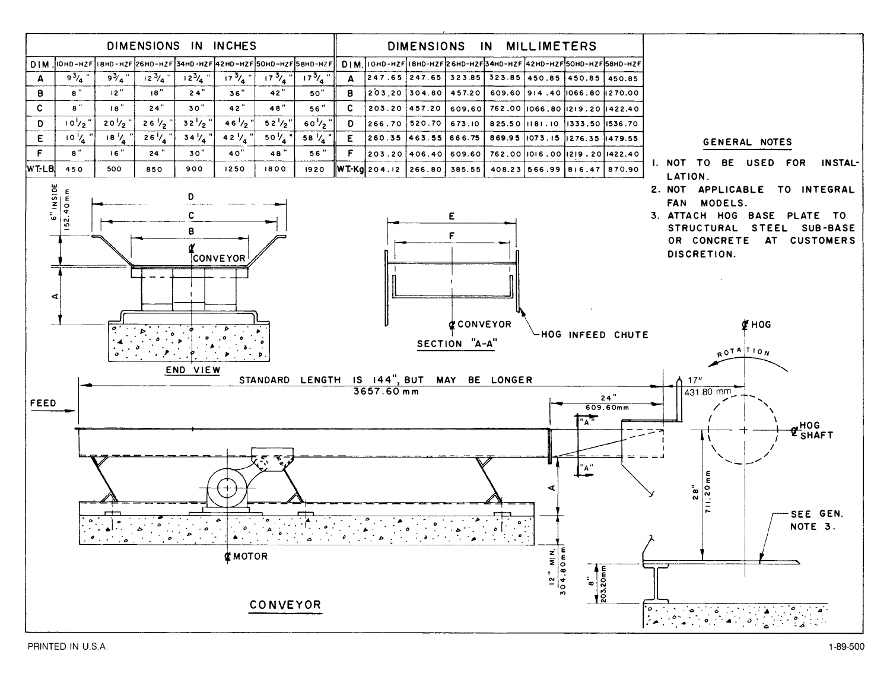## DIMENSIONS IN INCHES

| DIM. | 10HD-HZF | 18HD-HZF | 26HD-HZF | 34HD-HZF | 42HD-HZF | 50HD-HZF | 58HD-HZF |
|---|---|---|---|---|---|---|---|
| A | 9 3/4" | 9 3/4" | 12 3/4" | 12 3/4" | 17 3/4" | 17 3/4" | 17 3/4" |
| B | 8" | 12" | 18" | 24" | 36" | 42" | 50" |
| C | 8" | 18" | 24" | 30" | 42" | 48" | 56" |
| D | 10 1/2" | 20 1/2" | 26 1/2" | 32 1/2" | 46 1/2" | 52 1/2" | 60 1/2" |
| E | 10 1/4" | 18 1/4" | 26 1/4" | 34 1/4" | 42 1/4" | 50 1/4" | 58 1/4" |
| F | 8" | 16" | 24" | 30" | 40" | 48" | 56" |
| WT-LB. | 450 | 500 | 850 | 900 | 1250 | 1800 | 1920 |

## DIMENSIONS IN MILLIMETERS

| DIM. | 10HD-HZF | 18HD-HZF | 26HD-HZF | 34HD-HZF | 42HD-HZF | 50HD-HZF | 58HD-HZF |
|---|---|---|---|---|---|---|---|
| A | 247.65 | 247.65 | 323.85 | 323.85 | 450.85 | 450.85 | 450.85 |
| B | 203.20 | 304.80 | 457.20 | 609.60 | 914.40 | 1066.80 | 1270.00 |
| C | 203.20 | 457.20 | 609.60 | 762.00 | 1066.80 | 1219.20 | 1422.40 |
| D | 266.70 | 520.70 | 673.10 | 825.50 | 1181.10 | 1333.50 | 1536.70 |
| E | 260.35 | 463.55 | 666.75 | 869.95 | 1073.15 | 1276.35 | 1479.55 |
| F | 203.20 | 406.40 | 609.60 | 762.00 | 1016.00 | 1219.20 | 1422.40 |
| WT-Kg | 204.12 | 266.80 | 385.55 | 408.23 | 566.99 | 816.47 | 870.90 |

## GENERAL NOTES

1. NOT TO BE USED FOR INSTALLATION.
2. NOT APPLICABLE TO INTEGRAL FAN MODELS.
3. ATTACH HOG BASE PLATE TO STRUCTURAL STEEL SUB-BASE OR CONCRETE AT CUSTOMERS DISCRETION.

6" INSIDE
152.40mm
D
C
B
℄ CONVEYOR
A

END VIEW

E
F
℄ CONVEYOR
HOG INFEED CHUTE

SECTION "A-A"

℄ HOG
ROTATION
℄ HOG SHAFT

FEED
STANDARD LENGTH IS 144", BUT MAY BE LONGER
3657.60 mm
24"
609.60mm
17"
431.80 mm
"A"
"A"
A
28"
711.20mm
SEE GEN. NOTE 3.
12" MIN.
304.80mm
8"
203.20mm
℄ MOTOR

CONVEYOR

PRINTED IN U.S.A.

1-89-500